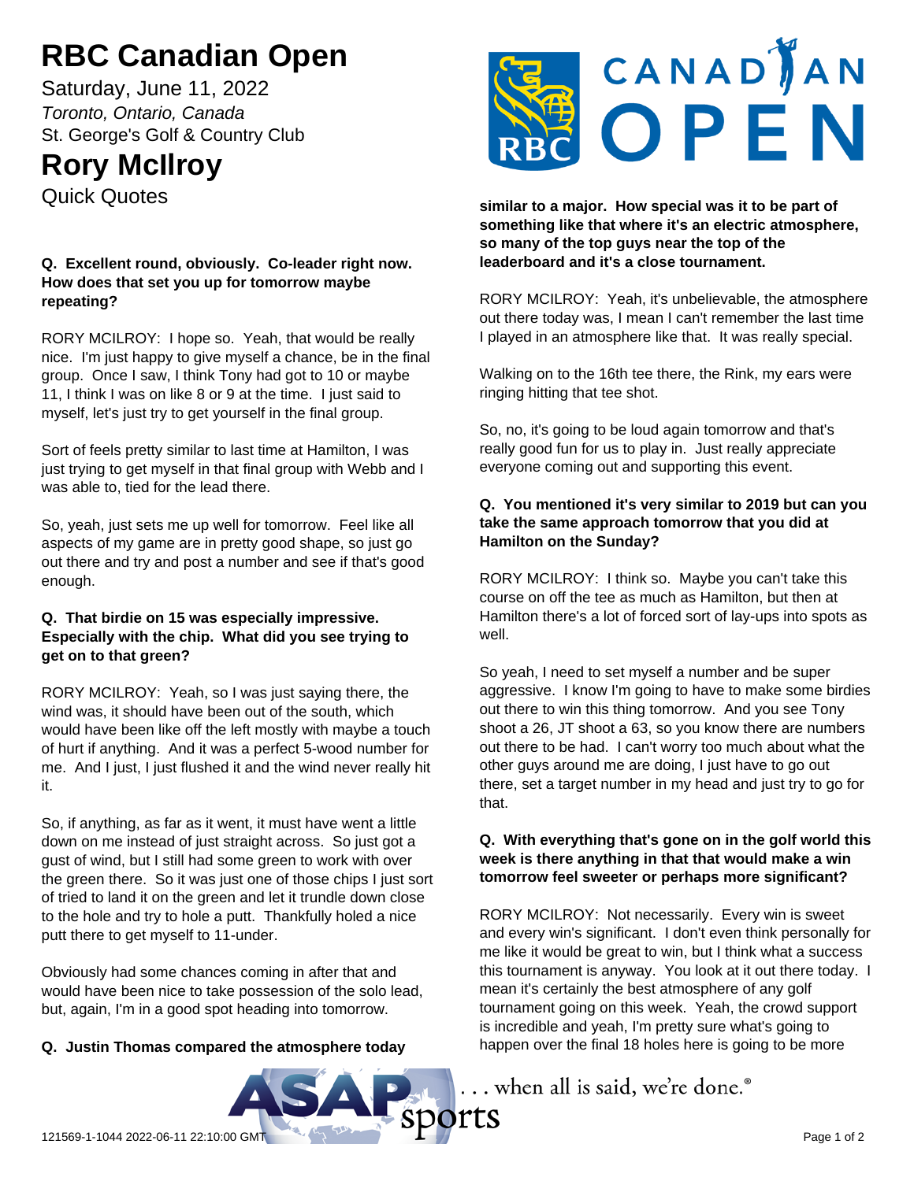# RBC Canadian Open

Saturday, June 11, 2022

*Toronto, Ontario, Canada*

St. George's Golf & Country Club

# Rory McIlroy

Quick Quotes

**Q. Excellent round, obviously. Co-leader right now. How does that set you up for tomorrow maybe repeating?**

RORY MCILROY: I hope so. Yeah, that would be really nice. I'm just happy to give myself a chance, be in the final group. Once I saw, I think Tony had got to 10 or maybe 11, I think I was on like 8 or 9 at the time. I just said to myself, let's just try to get yourself in the final group.

Sort of feels pretty similar to last time at Hamilton, I was just trying to get myself in that final group with Webb and I was able to, tied for the lead there.

So, yeah, just sets me up well for tomorrow. Feel like all aspects of my game are in pretty good shape, so just go out there and try and post a number and see if that's good enough.

**Q. That birdie on 15 was especially impressive. Especially with the chip. What did you see trying to get on to that green?**

RORY MCILROY: Yeah, so I was just saying there, the wind was, it should have been out of the south, which would have been like off the left mostly with maybe a touch of hurt if anything. And it was a perfect 5-wood number for me. And I just, I just flushed it and the wind never really hit it.

So, if anything, as far as it went, it must have went a little down on me instead of just straight across. So just got a gust of wind, but I still had some green to work with over the green there. So it was just one of those chips I just sort of tried to land it on the green and let it trundle down close to the hole and try to hole a putt. Thankfully holed a nice putt there to get myself to 11-under.

Obviously had some chances coming in after that and would have been nice to take possession of the solo lead, but, again, I'm in a good spot heading into tomorrow.

**Q. Justin Thomas compared the atmosphere today similar to a major. How special was it to be part of something like that where it's an electric atmosphere, so many of the top guys near the top of the leaderboard and it's a close tournament.**

RORY MCILROY: Yeah, it's unbelievable, the atmosphere out there today was, I mean I can't remember the last time I played in an atmosphere like that. It was really special.

Walking on to the 16th tee there, the Rink, my ears were ringing hitting that tee shot.

So, no, it's going to be loud again tomorrow and that's really good fun for us to play in. Just really appreciate everyone coming out and supporting this event.

**Q. You mentioned it's very similar to 2019 but can you take the same approach tomorrow that you did at Hamilton on the Sunday?**

RORY MCILROY: I think so. Maybe you can't take this course on off the tee as much as Hamilton, but then at Hamilton there's a lot of forced sort of lay-ups into spots as well.

So yeah, I need to set myself a number and be super aggressive. I know I'm going to have to make some birdies out there to win this thing tomorrow. And you see Tony shoot a 26, JT shoot a 63, so you know there are numbers out there to be had. I can't worry too much about what the other guys around me are doing, I just have to go out there, set a target number in my head and just try to go for that.

**Q. With everything that's gone on in the golf world this week is there anything in that that would make a win tomorrow feel sweeter or perhaps more significant?**

RORY MCILROY: Not necessarily. Every win is sweet and every win's significant. I don't even think personally for me like it would be great to win, but I think what a success this tournament is anyway. You look at it out there today. I mean it's certainly the best atmosphere of any golf tournament going on this week. Yeah, the crowd support is incredible and yeah, I'm pretty sure what's going to happen over the final 18 holes here is going to be more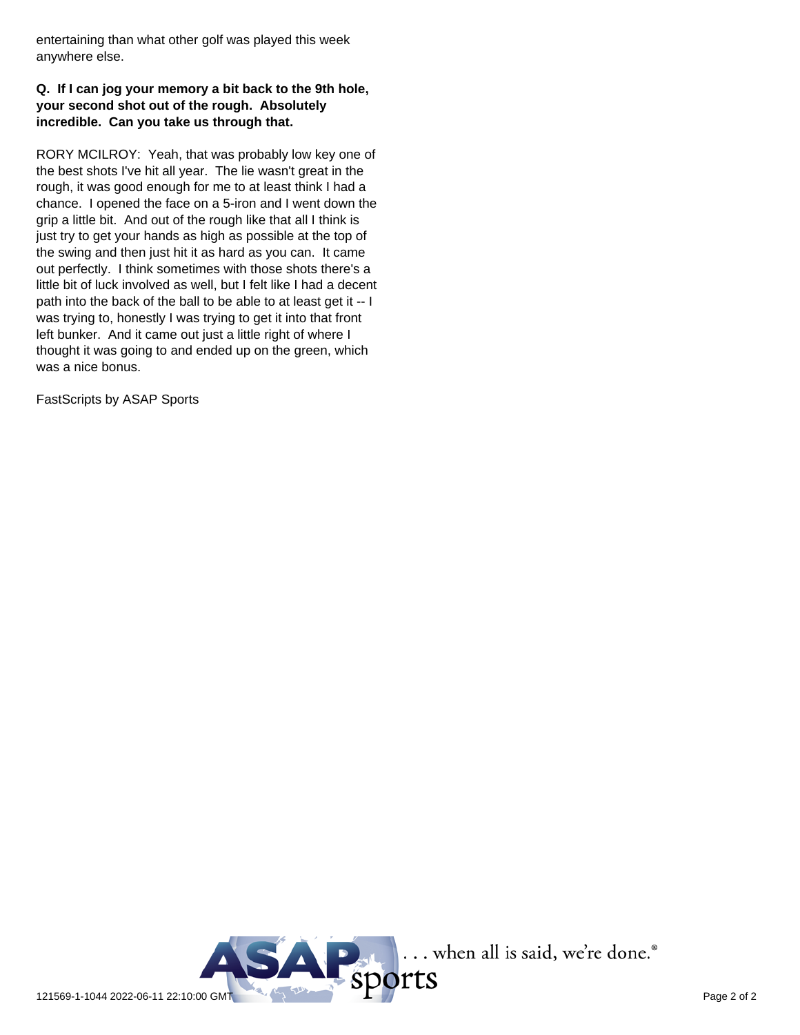entertaining than what other golf was played this week anywhere else.

**Q. If I can jog your memory a bit back to the 9th hole, your second shot out of the rough. Absolutely incredible. Can you take us through that.**

RORY MCILROY: Yeah, that was probably low key one of the best shots I've hit all year. The lie wasn't great in the rough, it was good enough for me to at least think I had a chance. I opened the face on a 5-iron and I went down the grip a little bit. And out of the rough like that all I think is just try to get your hands as high as possible at the top of the swing and then just hit it as hard as you can. It came out perfectly. I think sometimes with those shots there's a little bit of luck involved as well, but I felt like I had a decent path into the back of the ball to be able to at least get it -- I was trying to, honestly I was trying to get it into that front left bunker. And it came out just a little right of where I thought it was going to and ended up on the green, which was a nice bonus.

FastScripts by ASAP Sports